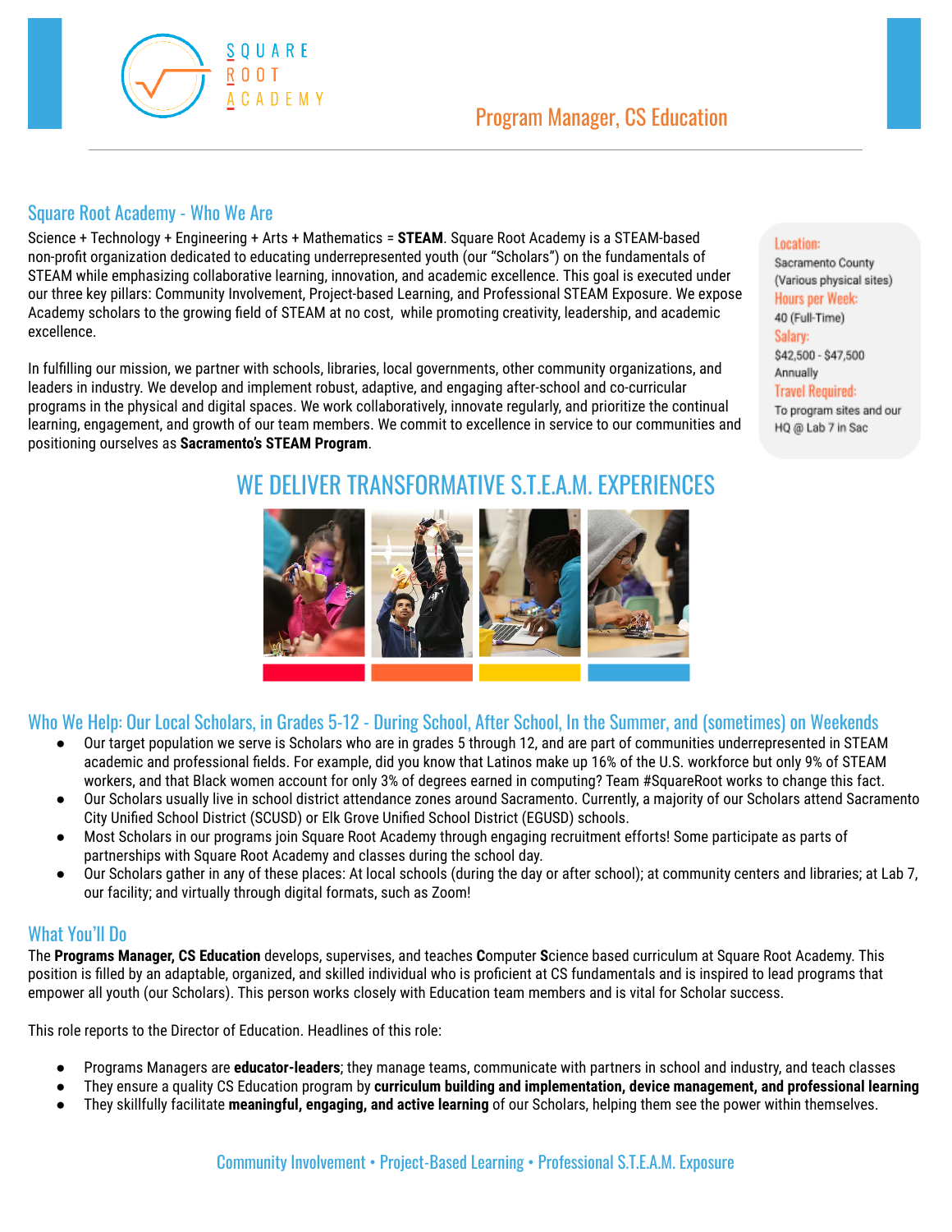# Program Manager, CS Education

## Square Root Academy - Who We Are

Science + Technology + Engineering + Arts + Mathematics = **STEAM**. Square Root Academy is a STEAM-based non-profit organization dedicated to educating underrepresented youth (our "Scholars") on the fundamentals of STEAM while emphasizing collaborative learning, innovation, and academic excellence. This goal is executed under our three key pillars: Community Involvement, Project-based Learning, and Professional STEAM Exposure. We expose Academy scholars to the growing field of STEAM at no cost, while promoting creativity, leadership, and academic excellence.

In fulfilling our mission, we partner with schools, libraries, local governments, other community organizations, and leaders in industry. We develop and implement robust, adaptive, and engaging after-school and co-curricular programs in the physical and digital spaces. We work collaboratively, innovate regularly, and prioritize the continual learning, engagement, and growth of our team members. We commit to excellence in service to our communities and positioning ourselves as **Sacramento's STEAM Program**.

**Location:**
Sacramento County (Various physical sites)

**Hours per Week:**
40 (Full-Time)

**Salary:**
$42,500 - $47,500 Annually

**Travel Required:**
To program sites and our HQ @ Lab 7 in Sac

## WE DELIVER TRANSFORMATIVE S.T.E.A.M. EXPERIENCES

## Who We Help: Our Local Scholars, in Grades 5-12 - During School, After School, In the Summer, and (sometimes) on Weekends

- Our target population we serve is Scholars who are in grades 5 through 12, and are part of communities underrepresented in STEAM academic and professional fields. For example, did you know that Latinos make up 16% of the U.S. workforce but only 9% of STEAM workers, and that Black women account for only 3% of degrees earned in computing? Team #SquareRoot works to change this fact.
- Our Scholars usually live in school district attendance zones around Sacramento. Currently, a majority of our Scholars attend Sacramento City Unified School District (SCUSD) or Elk Grove Unified School District (EGUSD) schools.
- Most Scholars in our programs join Square Root Academy through engaging recruitment efforts! Some participate as parts of partnerships with Square Root Academy and classes during the school day.
- Our Scholars gather in any of these places: At local schools (during the day or after school); at community centers and libraries; at Lab 7, our facility; and virtually through digital formats, such as Zoom!

## What You'll Do

The **Programs Manager, CS Education** develops, supervises, and teaches **C**omputer **S**cience based curriculum at Square Root Academy. This position is filled by an adaptable, organized, and skilled individual who is proficient at CS fundamentals and is inspired to lead programs that empower all youth (our Scholars). This person works closely with Education team members and is vital for Scholar success.

This role reports to the Director of Education. Headlines of this role:

- Programs Managers are **educator-leaders**; they manage teams, communicate with partners in school and industry, and teach classes
- They ensure a quality CS Education program by **curriculum building and implementation, device management, and professional learning**
- They skillfully facilitate **meaningful, engaging, and active learning** of our Scholars, helping them see the power within themselves.

Community Involvement • Project-Based Learning • Professional S.T.E.A.M. Exposure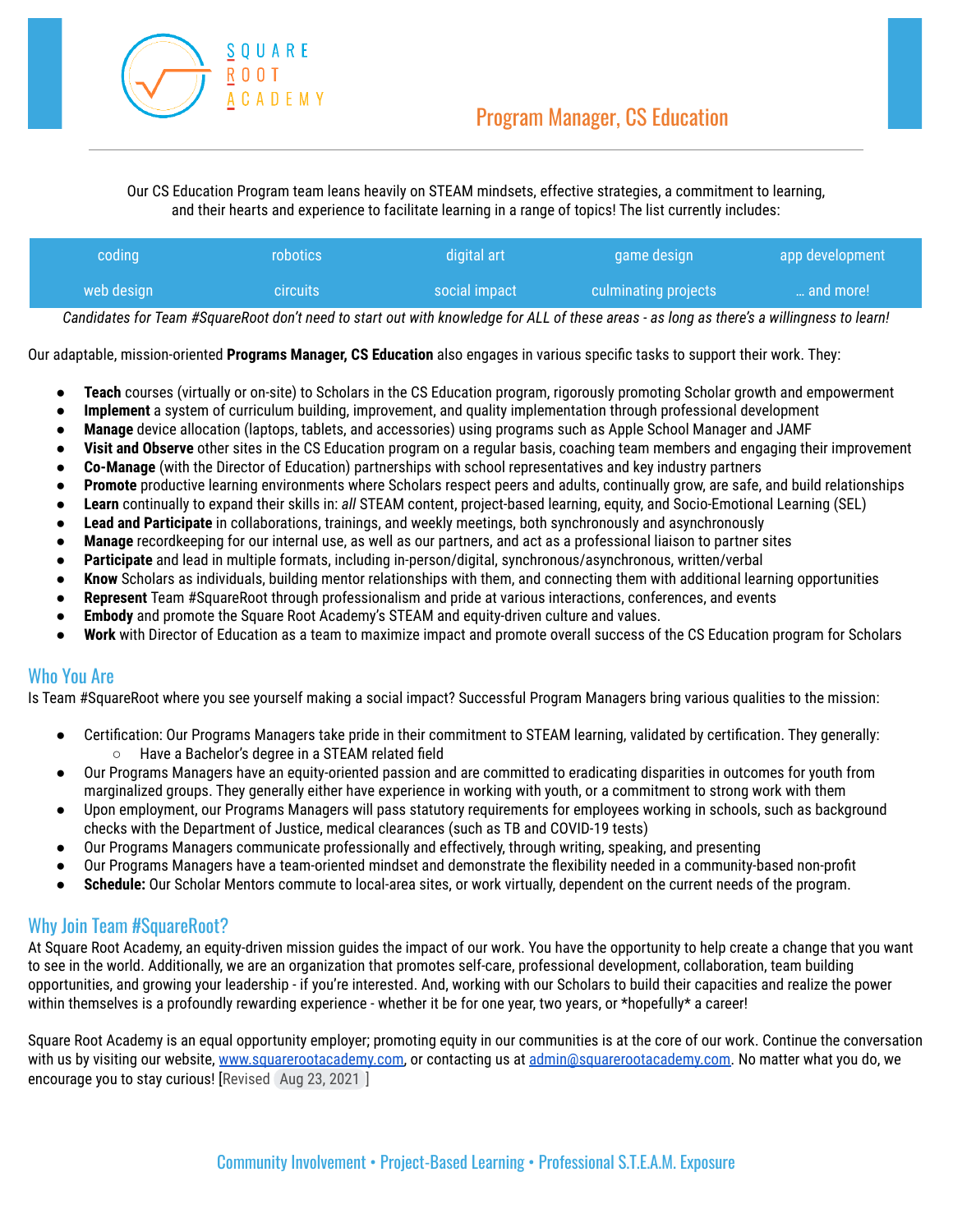# Program Manager, CS Education

Our CS Education Program team leans heavily on STEAM mindsets, effective strategies, a commitment to learning, and their hearts and experience to facilitate learning in a range of topics! The list currently includes:

| | | | | |
|---|---|---|---|---|
| coding | robotics | digital art | game design | app development |
| web design | circuits | social impact | culminating projects | … and more! |

*Candidates for Team #SquareRoot don't need to start out with knowledge for ALL of these areas - as long as there's a willingness to learn!*

Our adaptable, mission-oriented **Programs Manager, CS Education** also engages in various specific tasks to support their work. They:

- **Teach** courses (virtually or on-site) to Scholars in the CS Education program, rigorously promoting Scholar growth and empowerment
- **Implement** a system of curriculum building, improvement, and quality implementation through professional development
- **Manage** device allocation (laptops, tablets, and accessories) using programs such as Apple School Manager and JAMF
- **Visit and Observe** other sites in the CS Education program on a regular basis, coaching team members and engaging their improvement
- **Co-Manage** (with the Director of Education) partnerships with school representatives and key industry partners
- **Promote** productive learning environments where Scholars respect peers and adults, continually grow, are safe, and build relationships
- **Learn** continually to expand their skills in: *all* STEAM content, project-based learning, equity, and Socio-Emotional Learning (SEL)
- **Lead and Participate** in collaborations, trainings, and weekly meetings, both synchronously and asynchronously
- **Manage** recordkeeping for our internal use, as well as our partners, and act as a professional liaison to partner sites
- **Participate** and lead in multiple formats, including in-person/digital, synchronous/asynchronous, written/verbal
- **Know** Scholars as individuals, building mentor relationships with them, and connecting them with additional learning opportunities
- **Represent** Team #SquareRoot through professionalism and pride at various interactions, conferences, and events
- **Embody** and promote the Square Root Academy's STEAM and equity-driven culture and values.
- **Work** with Director of Education as a team to maximize impact and promote overall success of the CS Education program for Scholars

## Who You Are

Is Team #SquareRoot where you see yourself making a social impact? Successful Program Managers bring various qualities to the mission:

- Certification: Our Programs Managers take pride in their commitment to STEAM learning, validated by certification. They generally:
  - Have a Bachelor's degree in a STEAM related field
- Our Programs Managers have an equity-oriented passion and are committed to eradicating disparities in outcomes for youth from marginalized groups. They generally either have experience in working with youth, or a commitment to strong work with them
- Upon employment, our Programs Managers will pass statutory requirements for employees working in schools, such as background checks with the Department of Justice, medical clearances (such as TB and COVID-19 tests)
- Our Programs Managers communicate professionally and effectively, through writing, speaking, and presenting
- Our Programs Managers have a team-oriented mindset and demonstrate the flexibility needed in a community-based non-profit
- **Schedule:** Our Scholar Mentors commute to local-area sites, or work virtually, dependent on the current needs of the program.

## Why Join Team #SquareRoot?

At Square Root Academy, an equity-driven mission guides the impact of our work. You have the opportunity to help create a change that you want to see in the world. Additionally, we are an organization that promotes self-care, professional development, collaboration, team building opportunities, and growing your leadership - if you're interested. And, working with our Scholars to build their capacities and realize the power within themselves is a profoundly rewarding experience - whether it be for one year, two years, or *hopefully* a career!

Square Root Academy is an equal opportunity employer; promoting equity in our communities is at the core of our work. Continue the conversation with us by visiting our website, www.squarerootacademy.com, or contacting us at admin@squarerootacademy.com. No matter what you do, we encourage you to stay curious! [Revised Aug 23, 2021 ]

Community Involvement • Project-Based Learning • Professional S.T.E.A.M. Exposure